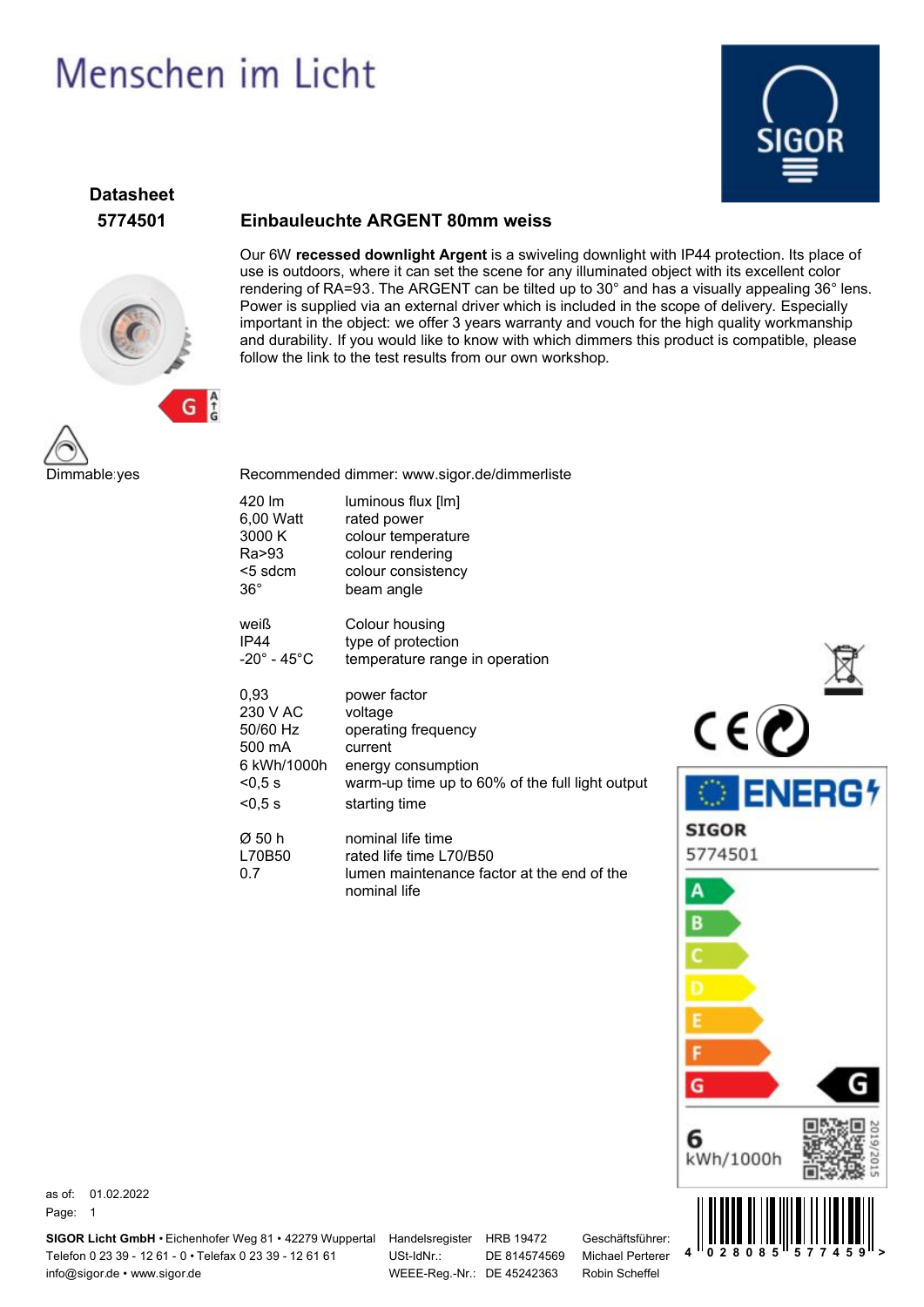Menschen im Licht

SIGOR

**Datasheet**

**5774501**

## Einbauleuchte ARGENT 80mm weiss

Our 6W **recessed downlight Argent** is a swiveling downlight with IP44 protection. Its place of use is outdoors, where it can set the scene for any illuminated object with its excellent color rendering of RA=93. The ARGENT can be tilted up to 30° and has a visually appealing 36° lens. Power is supplied via an external driver which is included in the scope of delivery. Especially important in the object: we offer 3 years warranty and vouch for the high quality workmanship and durability. If you would like to know with which dimmers this product is compatible, please follow the link to the test results from our own workshop.

Dimmable:yes

Recommended dimmer: www.sigor.de/dimmerliste

| | |
|---|---|
| 420 lm | luminous flux [lm] |
| 6,00 Watt | rated power |
| 3000 K | colour temperature |
| Ra>93 | colour rendering |
| <5 sdcm | colour consistency |
| 36° | beam angle |
| | |
| weiß | Colour housing |
| IP44 | type of protection |
| -20° - 45°C | temperature range in operation |
| | |
| 0,93 | power factor |
| 230 V AC | voltage |
| 50/60 Hz | operating frequency |
| 500 mA | current |
| 6 kWh/1000h | energy consumption |
| <0,5 s | warm-up time up to 60% of the full light output |
| <0,5 s | starting time |
| | |
| Ø 50 h | nominal life time |
| L70B50 | rated life time L70/B50 |
| 0.7 | lumen maintenance factor at the end of the nominal life |

ENERGY
SIGOR
5774501
A B C D E F G — G
6 kWh/1000h
2019/2015

as of: 01.02.2022
Page: 1

**SIGOR Licht GmbH** • Eichenhofer Weg 81 • 42279 Wuppertal
Telefon 0 23 39 - 12 61 - 0 • Telefax 0 23 39 - 12 61 61
info@sigor.de • www.sigor.de

Handelsregister HRB 19472
USt-IdNr.: DE 814574569
WEEE-Reg.-Nr.: DE 45242363

Geschäftsführer:
Michael Perterer
Robin Scheffel

4 028085 577459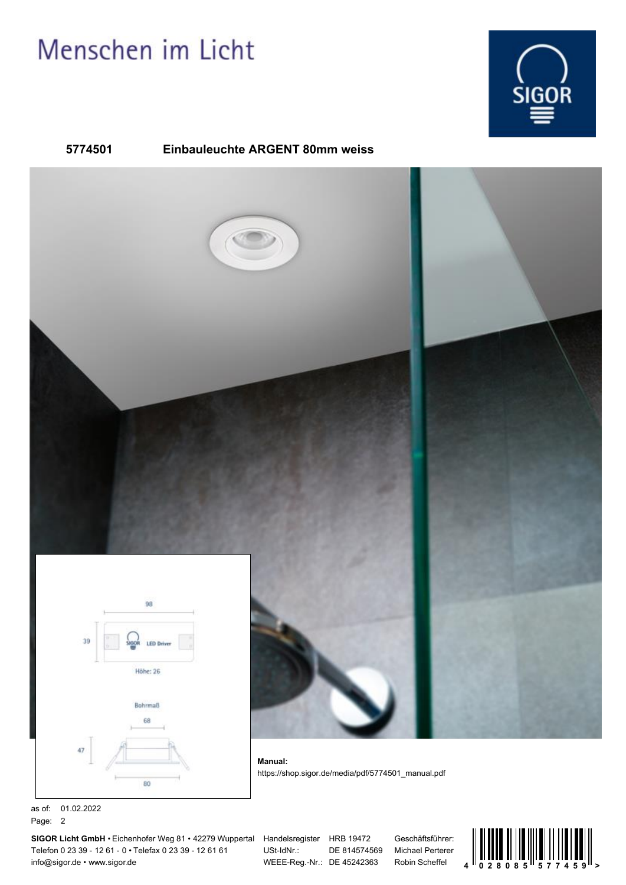Menschen im Licht

SIGOR

**5774501** **Einbauleuchte ARGENT 80mm weiss**

98

39

SIGOR LED Driver

Höhe: 26

Bohrmaß

68

47

80

**Manual:**

https://shop.sigor.de/media/pdf/5774501_manual.pdf

as of: 01.02.2022

**SIGOR Licht GmbH** • Eichenhofer Weg 81 • 42279 Wuppertal
Telefon 0 23 39 - 12 61 - 0 • Telefax 0 23 39 - 12 61 61
info@sigor.de • www.sigor.de

| | |
|---|---|
| Handelsregister | HRB 19472 |
| USt-IdNr.: | DE 814574569 |
| WEEE-Reg.-Nr.: | DE 45242363 |

Geschäftsführer:
Michael Perterer
Robin Scheffel

4 028085 577459 >